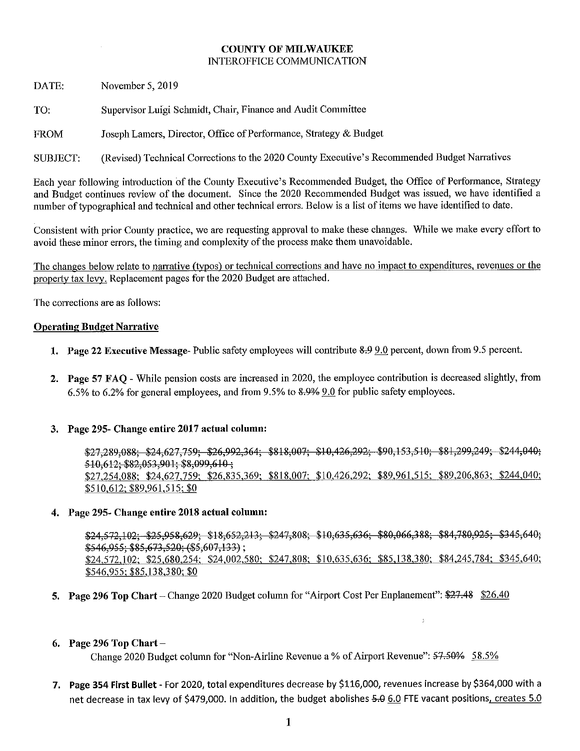**COUNTY OF MILWAUKEE**
INTEROFFICE COMMUNICATION

DATE: November 5, 2019

TO: Supervisor Luigi Schmidt, Chair, Finance and Audit Committee

FROM Joseph Lamers, Director, Office of Performance, Strategy & Budget

SUBJECT: (Revised) Technical Corrections to the 2020 County Executive's Recommended Budget Narratives

Each year following introduction of the County Executive's Recommended Budget, the Office of Performance, Strategy and Budget continues review of the document. Since the 2020 Recommended Budget was issued, we have identified a number of typographical and technical and other technical errors. Below is a list of items we have identified to date.

Consistent with prior County practice, we are requesting approval to make these changes. While we make every effort to avoid these minor errors, the timing and complexity of the process make them unavoidable.

<u>The changes below relate to narrative (typos) or technical corrections and have no impact to expenditures, revenues or the property tax levy.</u> Replacement pages for the 2020 Budget are attached.

The corrections are as follows:

**<u>Operating Budget Narrative</u>**

1. **Page 22 Executive Message**- Public safety employees will contribute ~~8.9~~ <u>9.0</u> percent, down from 9.5 percent.

2. **Page 57 FAQ** - While pension costs are increased in 2020, the employee contribution is decreased slightly, from 6.5% to 6.2% for general employees, and from 9.5% to ~~8.9%~~ <u>9.0</u> for public safety employees.

3. **Page 295- Change entire 2017 actual column:**

   ~~$27,289,088; $24,627,759; $26,992,364; $818,007; $10,426,292; $90,153,510; $81,299,249; $244,040; 510,612; $82,053,901; $8,099,610~~ ;
   <u>$27,254,088; $24,627,759; $26,835,369; $818,007; $10,426,292; $89,961,515; $89,206,863; $244,040; $510,612; $89,961,515; $0</u>

4. **Page 295- Change entire 2018 actual column:**

   ~~$24,572,102; $25,958,629; $18,652,213; $247,808; $10,635,636; $80,066,388; $84,780,925; $345,640; $546,955; $85,673,520; ($5,607,133)~~ ;
   <u>$24,572,102; $25,680,254; $24,002,580; $247,808; $10,635,636; $85,138,380; $84,245,784; $345,640; $546,955; $85,138,380; $0</u>

5. **Page 296 Top Chart** – Change 2020 Budget column for "Airport Cost Per Enplanement": ~~$27.48~~ <u>$26.40</u>

6. **Page 296 Top Chart** –
   Change 2020 Budget column for "Non-Airline Revenue a % of Airport Revenue": ~~57.50%~~ <u>58.5%</u>

7. **Page 354 First Bullet** - For 2020, total expenditures decrease by $116,000, revenues increase by $364,000 with a net decrease in tax levy of $479,000. In addition, the budget abolishes ~~5.0~~ <u>6.0</u> FTE vacant positions<u>, creates 5.0</u>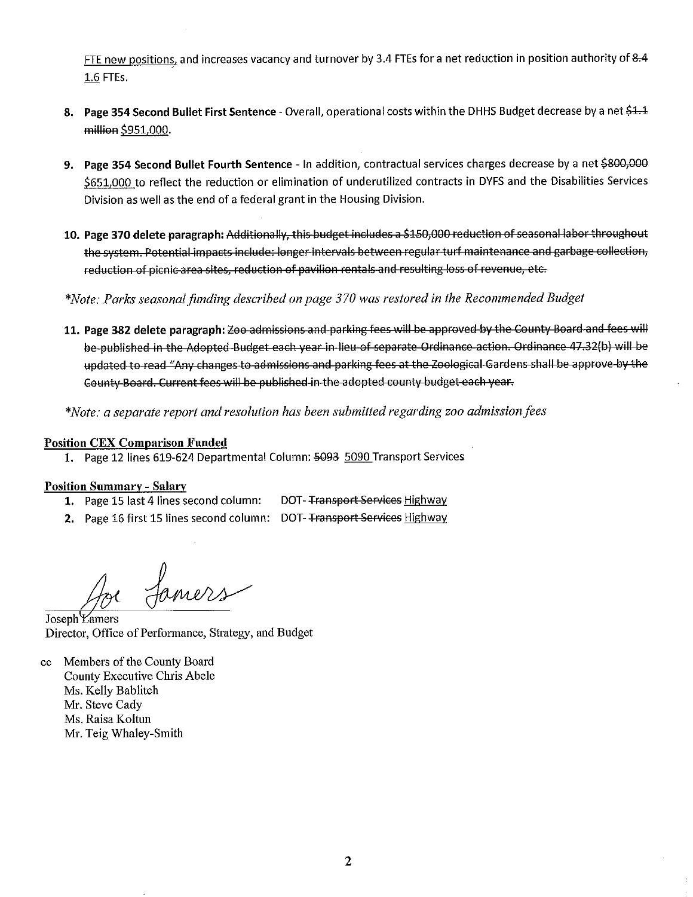FTE new positions, and increases vacancy and turnover by 3.4 FTEs for a net reduction in position authority of ~~8.4~~ 1.6 FTEs.

8. **Page 354 Second Bullet First Sentence** - Overall, operational costs within the DHHS Budget decrease by a net ~~$1.1 million~~ $951,000.

9. **Page 354 Second Bullet Fourth Sentence** - In addition, contractual services charges decrease by a net ~~$800,000~~ $651,000 to reflect the reduction or elimination of underutilized contracts in DYFS and the Disabilities Services Division as well as the end of a federal grant in the Housing Division.

10. **Page 370 delete paragraph:** ~~Additionally, this budget includes a $150,000 reduction of seasonal labor throughout the system. Potential impacts include: longer intervals between regular turf maintenance and garbage collection, reduction of picnic area sites, reduction of pavilion rentals and resulting loss of revenue, etc.~~

*\*Note: Parks seasonal funding described on page 370 was restored in the Recommended Budget*

11. **Page 382 delete paragraph:** ~~Zoo admissions and parking fees will be approved by the County Board and fees will be published in the Adopted Budget each year in lieu of separate Ordinance action. Ordinance 47.32(b) will be updated to read "Any changes to admissions and parking fees at the Zoological Gardens shall be approve by the County Board. Current fees will be published in the adopted county budget each year.~~

*\*Note: a separate report and resolution has been submitted regarding zoo admission fees*

**Position CEX Comparison Funded**

1. Page 12 lines 619-624 Departmental Column: ~~5093~~ 5090 Transport Services

**Position Summary - Salary**

1. Page 15 last 4 lines second column: DOT- ~~Transport Services~~ Highway
2. Page 16 first 15 lines second column: DOT- ~~Transport Services~~ Highway

Joe Lamers

Joseph Lamers
Director, Office of Performance, Strategy, and Budget

cc Members of the County Board
County Executive Chris Abele
Ms. Kelly Bablitch
Mr. Steve Cady
Ms. Raisa Koltun
Mr. Teig Whaley-Smith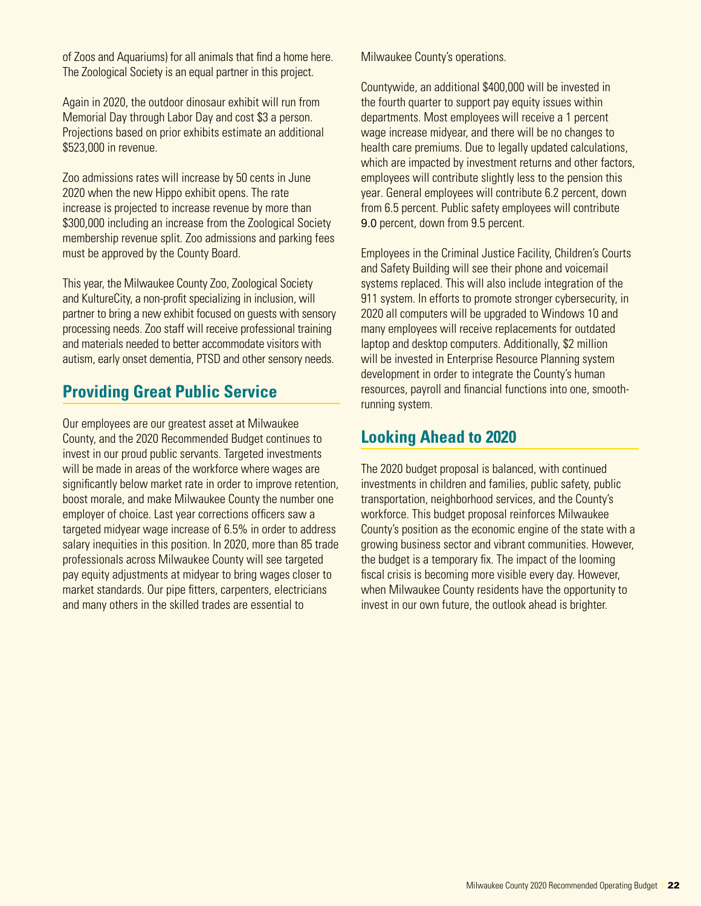of Zoos and Aquariums) for all animals that find a home here. The Zoological Society is an equal partner in this project.

Again in 2020, the outdoor dinosaur exhibit will run from Memorial Day through Labor Day and cost $3 a person. Projections based on prior exhibits estimate an additional $523,000 in revenue.

Zoo admissions rates will increase by 50 cents in June 2020 when the new Hippo exhibit opens. The rate increase is projected to increase revenue by more than $300,000 including an increase from the Zoological Society membership revenue split. Zoo admissions and parking fees must be approved by the County Board.

This year, the Milwaukee County Zoo, Zoological Society and KultureCity, a non-profit specializing in inclusion, will partner to bring a new exhibit focused on guests with sensory processing needs. Zoo staff will receive professional training and materials needed to better accommodate visitors with autism, early onset dementia, PTSD and other sensory needs.

## Providing Great Public Service

Our employees are our greatest asset at Milwaukee County, and the 2020 Recommended Budget continues to invest in our proud public servants. Targeted investments will be made in areas of the workforce where wages are significantly below market rate in order to improve retention, boost morale, and make Milwaukee County the number one employer of choice. Last year corrections officers saw a targeted midyear wage increase of 6.5% in order to address salary inequities in this position. In 2020, more than 85 trade professionals across Milwaukee County will see targeted pay equity adjustments at midyear to bring wages closer to market standards. Our pipe fitters, carpenters, electricians and many others in the skilled trades are essential to Milwaukee County's operations.

Countywide, an additional $400,000 will be invested in the fourth quarter to support pay equity issues within departments. Most employees will receive a 1 percent wage increase midyear, and there will be no changes to health care premiums. Due to legally updated calculations, which are impacted by investment returns and other factors, employees will contribute slightly less to the pension this year. General employees will contribute 6.2 percent, down from 6.5 percent. Public safety employees will contribute 9.0 percent, down from 9.5 percent.

Employees in the Criminal Justice Facility, Children's Courts and Safety Building will see their phone and voicemail systems replaced. This will also include integration of the 911 system. In efforts to promote stronger cybersecurity, in 2020 all computers will be upgraded to Windows 10 and many employees will receive replacements for outdated laptop and desktop computers. Additionally, $2 million will be invested in Enterprise Resource Planning system development in order to integrate the County's human resources, payroll and financial functions into one, smooth-running system.

## Looking Ahead to 2020

The 2020 budget proposal is balanced, with continued investments in children and families, public safety, public transportation, neighborhood services, and the County's workforce. This budget proposal reinforces Milwaukee County's position as the economic engine of the state with a growing business sector and vibrant communities. However, the budget is a temporary fix. The impact of the looming fiscal crisis is becoming more visible every day. However, when Milwaukee County residents have the opportunity to invest in our own future, the outlook ahead is brighter.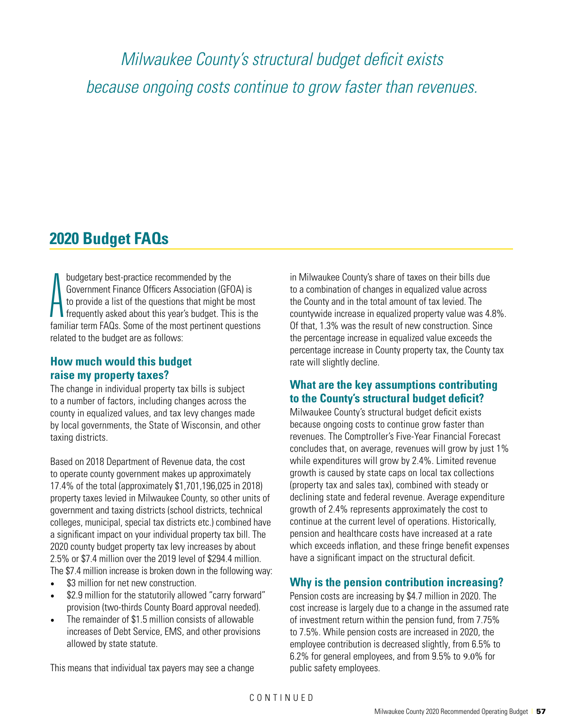*Milwaukee County's structural budget deficit exists because ongoing costs continue to grow faster than revenues.*

## 2020 Budget FAQs

A budgetary best-practice recommended by the Government Finance Officers Association (GFOA) is to provide a list of the questions that might be most frequently asked about this year's budget. This is the familiar term FAQs. Some of the most pertinent questions related to the budget are as follows:

### How much would this budget raise my property taxes?

The change in individual property tax bills is subject to a number of factors, including changes across the county in equalized values, and tax levy changes made by local governments, the State of Wisconsin, and other taxing districts.

Based on 2018 Department of Revenue data, the cost to operate county government makes up approximately 17.4% of the total (approximately $1,701,196,025 in 2018) property taxes levied in Milwaukee County, so other units of government and taxing districts (school districts, technical colleges, municipal, special tax districts etc.) combined have a significant impact on your individual property tax bill. The 2020 county budget property tax levy increases by about 2.5% or $7.4 million over the 2019 level of $294.4 million. The $7.4 million increase is broken down in the following way:

- $3 million for net new construction.
- $2.9 million for the statutorily allowed "carry forward" provision (two-thirds County Board approval needed).
- The remainder of $1.5 million consists of allowable increases of Debt Service, EMS, and other provisions allowed by state statute.

This means that individual tax payers may see a change in Milwaukee County's share of taxes on their bills due to a combination of changes in equalized value across the County and in the total amount of tax levied. The countywide increase in equalized property value was 4.8%. Of that, 1.3% was the result of new construction. Since the percentage increase in equalized value exceeds the percentage increase in County property tax, the County tax rate will slightly decline.

### What are the key assumptions contributing to the County's structural budget deficit?

Milwaukee County's structural budget deficit exists because ongoing costs to continue grow faster than revenues. The Comptroller's Five-Year Financial Forecast concludes that, on average, revenues will grow by just 1% while expenditures will grow by 2.4%. Limited revenue growth is caused by state caps on local tax collections (property tax and sales tax), combined with steady or declining state and federal revenue. Average expenditure growth of 2.4% represents approximately the cost to continue at the current level of operations. Historically, pension and healthcare costs have increased at a rate which exceeds inflation, and these fringe benefit expenses have a significant impact on the structural deficit.

### Why is the pension contribution increasing?

Pension costs are increasing by $4.7 million in 2020. The cost increase is largely due to a change in the assumed rate of investment return within the pension fund, from 7.75% to 7.5%. While pension costs are increased in 2020, the employee contribution is decreased slightly, from 6.5% to 6.2% for general employees, and from 9.5% to 9.0% for public safety employees.

CONTINUED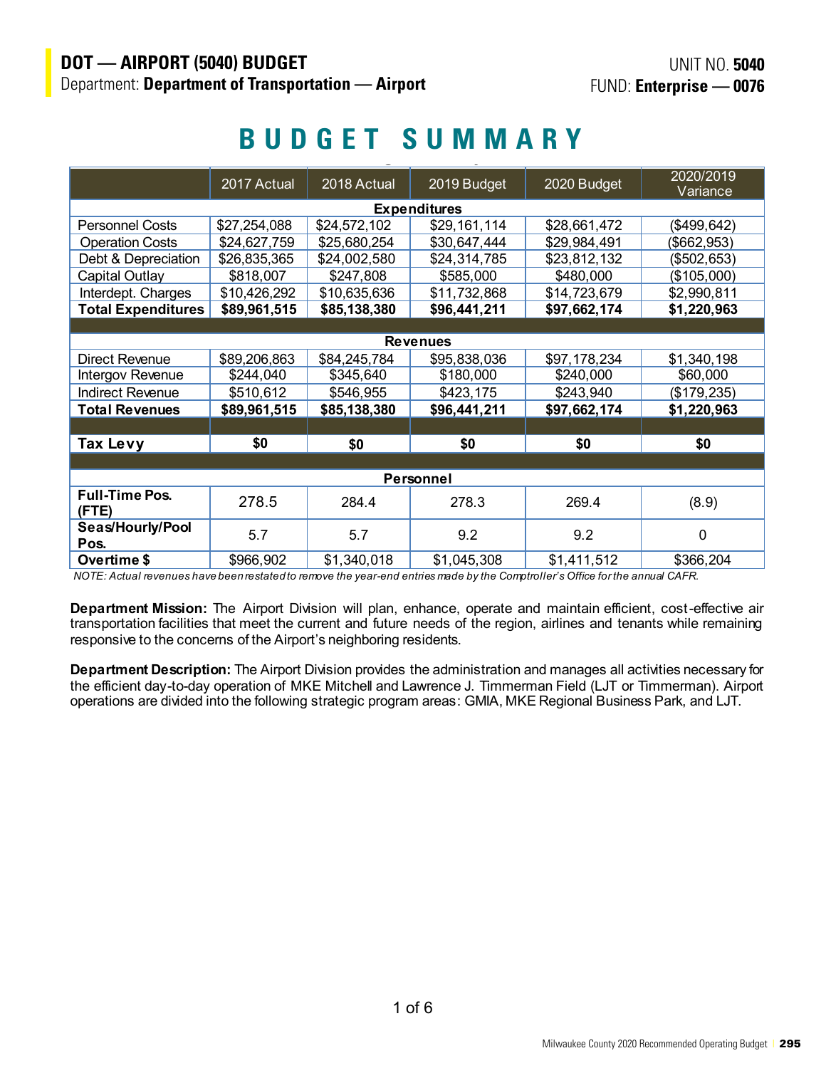## DOT — AIRPORT (5040) BUDGET

Department: **Department of Transportation — Airport**

UNIT NO. **5040**
FUND: **Enterprise — 0076**

# BUDGET SUMMARY

| | 2017 Actual | 2018 Actual | 2019 Budget | 2020 Budget | 2020/2019 Variance |
|---|---|---|---|---|---|
| **Expenditures** | | | | | |
| Personnel Costs | $27,254,088 | $24,572,102 | $29,161,114 | $28,661,472 | ($499,642) |
| Operation Costs | $24,627,759 | $25,680,254 | $30,647,444 | $29,984,491 | ($662,953) |
| Debt & Depreciation | $26,835,365 | $24,002,580 | $24,314,785 | $23,812,132 | ($502,653) |
| Capital Outlay | $818,007 | $247,808 | $585,000 | $480,000 | ($105,000) |
| Interdept. Charges | $10,426,292 | $10,635,636 | $11,732,868 | $14,723,679 | $2,990,811 |
| **Total Expenditures** | **$89,961,515** | **$85,138,380** | **$96,441,211** | **$97,662,174** | **$1,220,963** |
| **Revenues** | | | | | |
| Direct Revenue | $89,206,863 | $84,245,784 | $95,838,036 | $97,178,234 | $1,340,198 |
| Intergov Revenue | $244,040 | $345,640 | $180,000 | $240,000 | $60,000 |
| Indirect Revenue | $510,612 | $546,955 | $423,175 | $243,940 | ($179,235) |
| **Total Revenues** | **$89,961,515** | **$85,138,380** | **$96,441,211** | **$97,662,174** | **$1,220,963** |
| **Tax Levy** | **$0** | **$0** | **$0** | **$0** | **$0** |
| **Personnel** | | | | | |
| **Full-Time Pos. (FTE)** | 278.5 | 284.4 | 278.3 | 269.4 | (8.9) |
| **Seas/Hourly/Pool Pos.** | 5.7 | 5.7 | 9.2 | 9.2 | 0 |
| **Overtime $** | $966,902 | $1,340,018 | $1,045,308 | $1,411,512 | $366,204 |

*NOTE: Actual revenues have been restated to remove the year-end entries made by the Comptroller's Office for the annual CAFR.*

**Department Mission:** The Airport Division will plan, enhance, operate and maintain efficient, cost-effective air transportation facilities that meet the current and future needs of the region, airlines and tenants while remaining responsive to the concerns of the Airport's neighboring residents.

**Department Description:** The Airport Division provides the administration and manages all activities necessary for the efficient day-to-day operation of MKE Mitchell and Lawrence J. Timmerman Field (LJT or Timmerman). Airport operations are divided into the following strategic program areas: GMIA, MKE Regional Business Park, and LJT.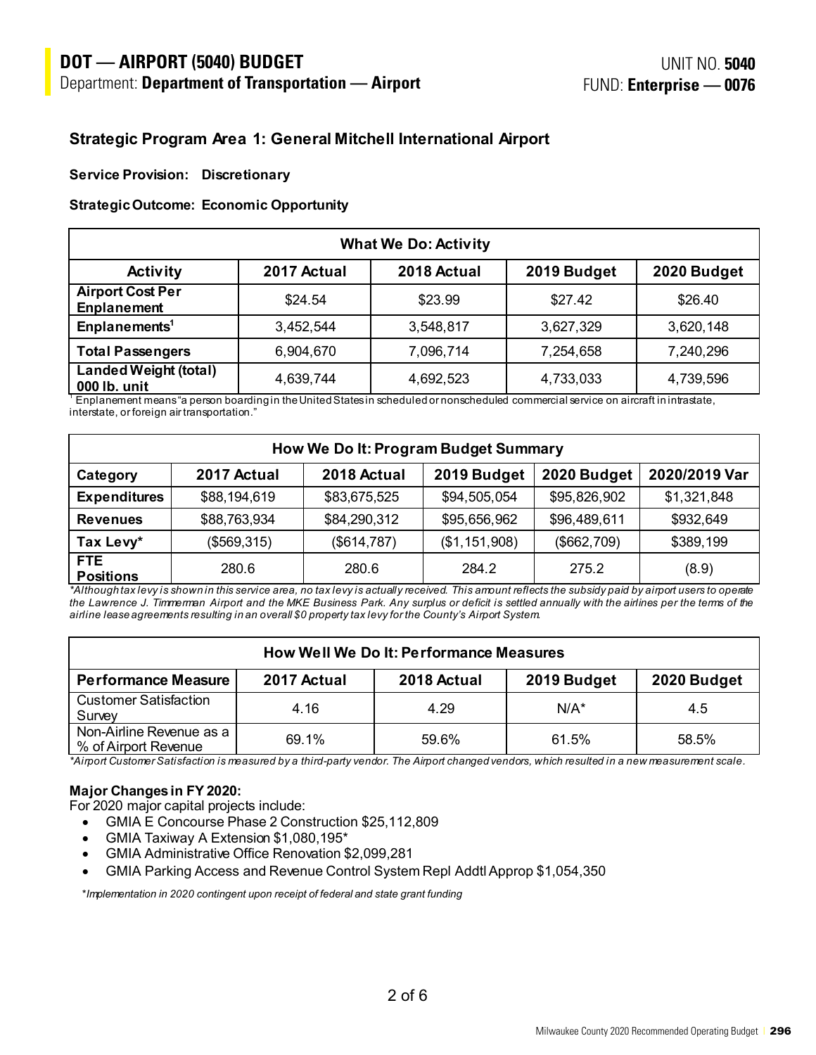# DOT — AIRPORT (5040) BUDGET

Department: **Department of Transportation — Airport**

UNIT NO. **5040**
FUND: **Enterprise — 0076**

### Strategic Program Area 1: General Mitchell International Airport

**Service Provision: Discretionary**

**Strategic Outcome: Economic Opportunity**

| What We Do: Activity | | | | |
|---|---|---|---|---|
| **Activity** | **2017 Actual** | **2018 Actual** | **2019 Budget** | **2020 Budget** |
| **Airport Cost Per Enplanement** | $24.54 | $23.99 | $27.42 | $26.40 |
| **Enplanements[1]** | 3,452,544 | 3,548,817 | 3,627,329 | 3,620,148 |
| **Total Passengers** | 6,904,670 | 7,096,714 | 7,254,658 | 7,240,296 |
| **Landed Weight (total) 000 lb. unit** | 4,639,744 | 4,692,523 | 4,733,033 | 4,739,596 |

[1] Enplanement means "a person boarding in the United States in scheduled or nonscheduled commercial service on aircraft in intrastate, interstate, or foreign air transportation."

| How We Do It: Program Budget Summary | | | | | |
|---|---|---|---|---|---|
| **Category** | **2017 Actual** | **2018 Actual** | **2019 Budget** | **2020 Budget** | **2020/2019 Var** |
| **Expenditures** | $88,194,619 | $83,675,525 | $94,505,054 | $95,826,902 | $1,321,848 |
| **Revenues** | $88,763,934 | $84,290,312 | $95,656,962 | $96,489,611 | $932,649 |
| **Tax Levy*** | ($569,315) | ($614,787) | ($1,151,908) | ($662,709) | $389,199 |
| **FTE Positions** | 280.6 | 280.6 | 284.2 | 275.2 | (8.9) |

*\*Although tax levy is shown in this service area, no tax levy is actually received. This amount reflects the subsidy paid by airport users to operate the Lawrence J. Timmerman Airport and the MKE Business Park. Any surplus or deficit is settled annually with the airlines per the terms of the airline lease agreements resulting in an overall $0 property tax levy for the County's Airport System.*

| How Well We Do It: Performance Measures | | | | |
|---|---|---|---|---|
| **Performance Measure** | **2017 Actual** | **2018 Actual** | **2019 Budget** | **2020 Budget** |
| Customer Satisfaction Survey | 4.16 | 4.29 | N/A* | 4.5 |
| Non-Airline Revenue as a % of Airport Revenue | 69.1% | 59.6% | 61.5% | 58.5% |

*\*Airport Customer Satisfaction is measured by a third-party vendor. The Airport changed vendors, which resulted in a new measurement scale.*

**Major Changes in FY 2020:**

For 2020 major capital projects include:

- GMIA E Concourse Phase 2 Construction $25,112,809
- GMIA Taxiway A Extension $1,080,195*
- GMIA Administrative Office Renovation $2,099,281
- GMIA Parking Access and Revenue Control System Repl Addtl Approp $1,054,350

*\*Implementation in 2020 contingent upon receipt of federal and state grant funding*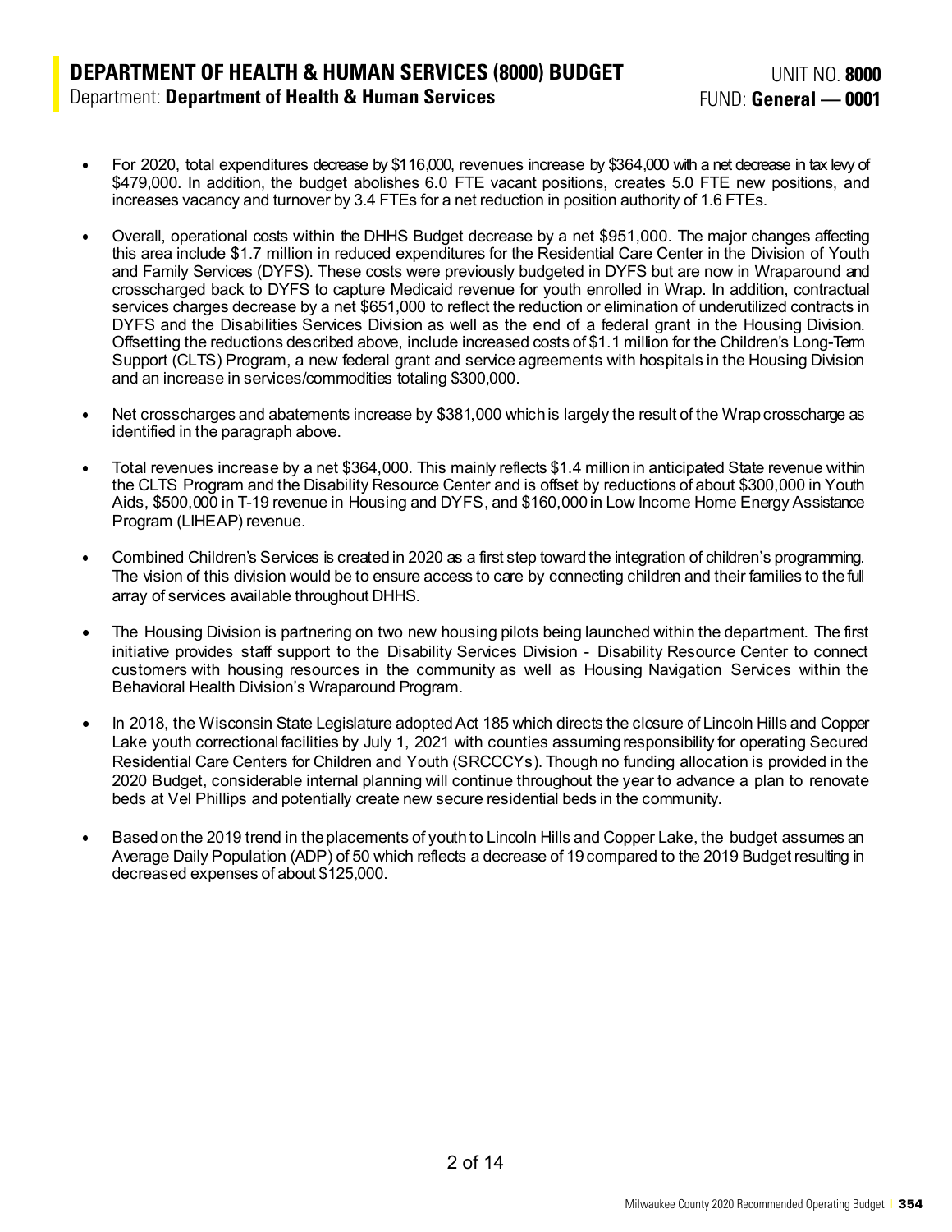# DEPARTMENT OF HEALTH & HUMAN SERVICES (8000) BUDGET

Department: **Department of Health & Human Services**

UNIT NO. **8000**
FUND: **General — 0001**

- For 2020, total expenditures decrease by $116,000, revenues increase by $364,000 with a net decrease in tax levy of $479,000. In addition, the budget abolishes 6.0 FTE vacant positions, creates 5.0 FTE new positions, and increases vacancy and turnover by 3.4 FTEs for a net reduction in position authority of 1.6 FTEs.

- Overall, operational costs within the DHHS Budget decrease by a net $951,000. The major changes affecting this area include $1.7 million in reduced expenditures for the Residential Care Center in the Division of Youth and Family Services (DYFS). These costs were previously budgeted in DYFS but are now in Wraparound and crosscharged back to DYFS to capture Medicaid revenue for youth enrolled in Wrap. In addition, contractual services charges decrease by a net $651,000 to reflect the reduction or elimination of underutilized contracts in DYFS and the Disabilities Services Division as well as the end of a federal grant in the Housing Division. Offsetting the reductions described above, include increased costs of $1.1 million for the Children's Long-Term Support (CLTS) Program, a new federal grant and service agreements with hospitals in the Housing Division and an increase in services/commodities totaling $300,000.

- Net crosscharges and abatements increase by $381,000 which is largely the result of the Wrap crosscharge as identified in the paragraph above.

- Total revenues increase by a net $364,000. This mainly reflects $1.4 million in anticipated State revenue within the CLTS Program and the Disability Resource Center and is offset by reductions of about $300,000 in Youth Aids, $500,000 in T-19 revenue in Housing and DYFS, and $160,000 in Low Income Home Energy Assistance Program (LIHEAP) revenue.

- Combined Children's Services is created in 2020 as a first step toward the integration of children's programming. The vision of this division would be to ensure access to care by connecting children and their families to the full array of services available throughout DHHS.

- The Housing Division is partnering on two new housing pilots being launched within the department. The first initiative provides staff support to the Disability Services Division - Disability Resource Center to connect customers with housing resources in the community as well as Housing Navigation Services within the Behavioral Health Division's Wraparound Program.

- In 2018, the Wisconsin State Legislature adopted Act 185 which directs the closure of Lincoln Hills and Copper Lake youth correctional facilities by July 1, 2021 with counties assuming responsibility for operating Secured Residential Care Centers for Children and Youth (SRCCCYs). Though no funding allocation is provided in the 2020 Budget, considerable internal planning will continue throughout the year to advance a plan to renovate beds at Vel Phillips and potentially create new secure residential beds in the community.

- Based on the 2019 trend in the placements of youth to Lincoln Hills and Copper Lake, the budget assumes an Average Daily Population (ADP) of 50 which reflects a decrease of 19 compared to the 2019 Budget resulting in decreased expenses of about $125,000.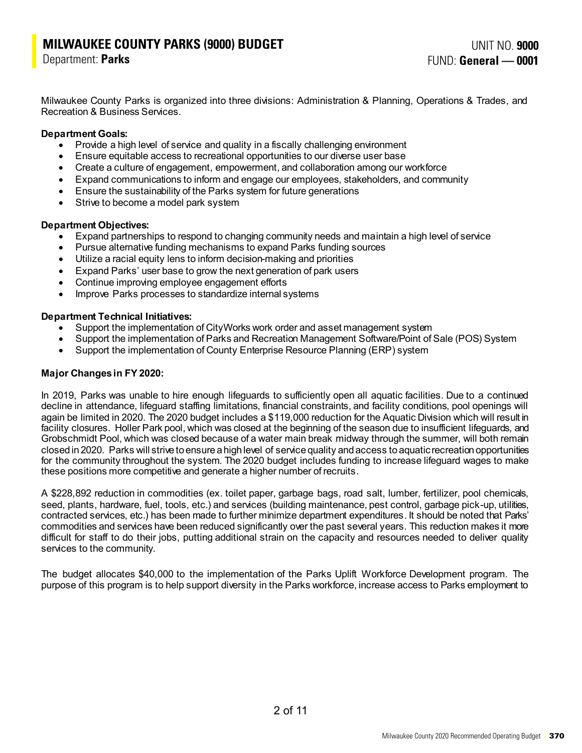MILWAUKEE COUNTY PARKS (9000) BUDGET

Department: **Parks**

UNIT NO. **9000**
FUND: **General — 0001**

Milwaukee County Parks is organized into three divisions: Administration & Planning, Operations & Trades, and Recreation & Business Services.

**Department Goals:**

- Provide a high level of service and quality in a fiscally challenging environment
- Ensure equitable access to recreational opportunities to our diverse user base
- Create a culture of engagement, empowerment, and collaboration among our workforce
- Expand communications to inform and engage our employees, stakeholders, and community
- Ensure the sustainability of the Parks system for future generations
- Strive to become a model park system

**Department Objectives:**

- Expand partnerships to respond to changing community needs and maintain a high level of service
- Pursue alternative funding mechanisms to expand Parks funding sources
- Utilize a racial equity lens to inform decision-making and priorities
- Expand Parks' user base to grow the next generation of park users
- Continue improving employee engagement efforts
- Improve Parks processes to standardize internal systems

**Department Technical Initiatives:**

- Support the implementation of CityWorks work order and asset management system
- Support the implementation of Parks and Recreation Management Software/Point of Sale (POS) System
- Support the implementation of County Enterprise Resource Planning (ERP) system

**Major Changes in FY 2020:**

In 2019, Parks was unable to hire enough lifeguards to sufficiently open all aquatic facilities. Due to a continued decline in attendance, lifeguard staffing limitations, financial constraints, and facility conditions, pool openings will again be limited in 2020. The 2020 budget includes a $119,000 reduction for the Aquatic Division which will result in facility closures. Holler Park pool, which was closed at the beginning of the season due to insufficient lifeguards, and Grobschmidt Pool, which was closed because of a water main break midway through the summer, will both remain closed in 2020. Parks will strive to ensure a high level of service quality and access to aquatic recreation opportunities for the community throughout the system. The 2020 budget includes funding to increase lifeguard wages to make these positions more competitive and generate a higher number of recruits.

A $228,892 reduction in commodities (ex. toilet paper, garbage bags, road salt, lumber, fertilizer, pool chemicals, seed, plants, hardware, fuel, tools, etc.) and services (building maintenance, pest control, garbage pick-up, utilities, contracted services, etc.) has been made to further minimize department expenditures. It should be noted that Parks' commodities and services have been reduced significantly over the past several years. This reduction makes it more difficult for staff to do their jobs, putting additional strain on the capacity and resources needed to deliver quality services to the community.

The budget allocates $40,000 to the implementation of the Parks Uplift Workforce Development program. The purpose of this program is to help support diversity in the Parks workforce, increase access to Parks employment to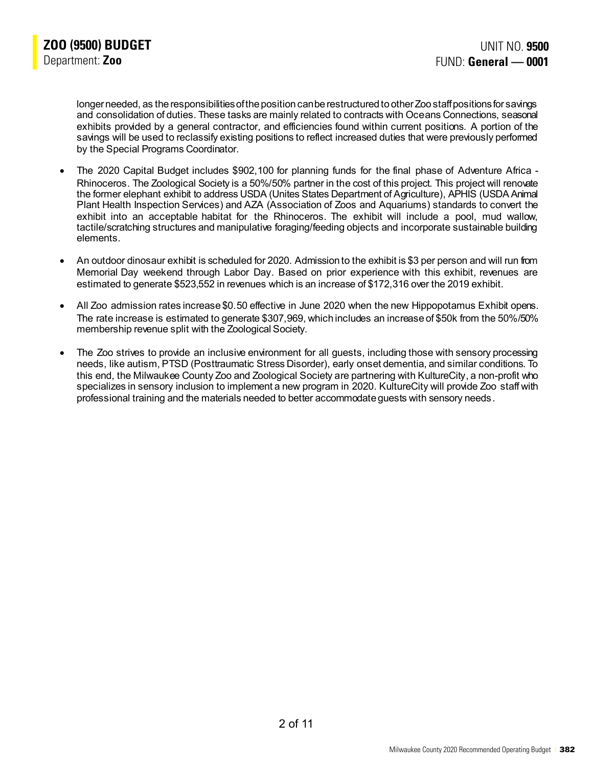longer needed, as the responsibilities of the position can be restructured to other Zoo staff positions for savings and consolidation of duties. These tasks are mainly related to contracts with Oceans Connections, seasonal exhibits provided by a general contractor, and efficiencies found within current positions. A portion of the savings will be used to reclassify existing positions to reflect increased duties that were previously performed by the Special Programs Coordinator.

- The 2020 Capital Budget includes $902,100 for planning funds for the final phase of Adventure Africa - Rhinoceros. The Zoological Society is a 50%/50% partner in the cost of this project. This project will renovate the former elephant exhibit to address USDA (Unites States Department of Agriculture), APHIS (USDA Animal Plant Health Inspection Services) and AZA (Association of Zoos and Aquariums) standards to convert the exhibit into an acceptable habitat for the Rhinoceros. The exhibit will include a pool, mud wallow, tactile/scratching structures and manipulative foraging/feeding objects and incorporate sustainable building elements.

- An outdoor dinosaur exhibit is scheduled for 2020. Admission to the exhibit is $3 per person and will run from Memorial Day weekend through Labor Day. Based on prior experience with this exhibit, revenues are estimated to generate $523,552 in revenues which is an increase of $172,316 over the 2019 exhibit.

- All Zoo admission rates increase $0.50 effective in June 2020 when the new Hippopotamus Exhibit opens. The rate increase is estimated to generate $307,969, which includes an increase of $50k from the 50%/50% membership revenue split with the Zoological Society.

- The Zoo strives to provide an inclusive environment for all guests, including those with sensory processing needs, like autism, PTSD (Posttraumatic Stress Disorder), early onset dementia, and similar conditions. To this end, the Milwaukee County Zoo and Zoological Society are partnering with KultureCity, a non-profit who specializes in sensory inclusion to implement a new program in 2020. KultureCity will provide Zoo staff with professional training and the materials needed to better accommodate guests with sensory needs.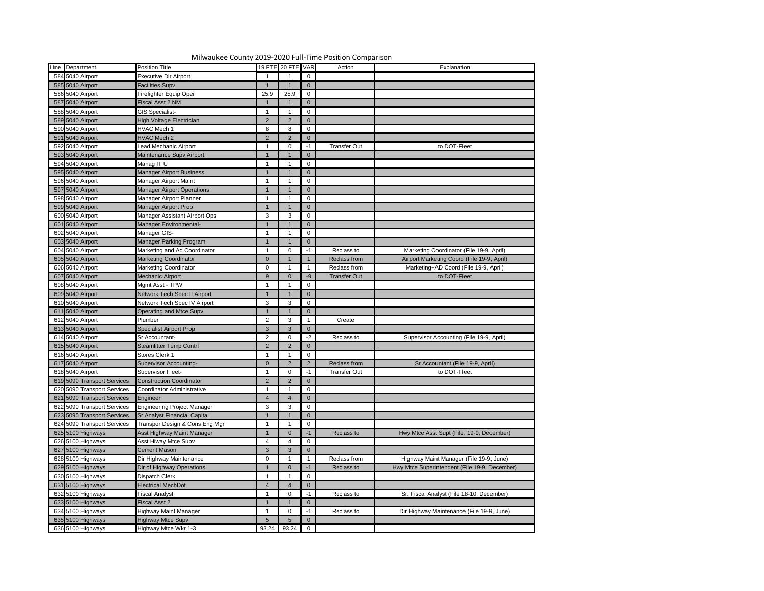Milwaukee County 2019-2020 Full-Time Position Comparison

| Line | Department | Position Title | 19 FTE | 20 FTE | VAR | Action | Explanation |
|---|---|---|---|---|---|---|---|
| 584 | 5040 Airport | Executive Dir Airport | 1 | 1 | 0 | | |
| 585 | 5040 Airport | Facilities Supv | 1 | 1 | 0 | | |
| 586 | 5040 Airport | Firefighter Equip Oper | 25.9 | 25.9 | 0 | | |
| 587 | 5040 Airport | Fiscal Asst 2 NM | 1 | 1 | 0 | | |
| 588 | 5040 Airport | GIS Specialist- | 1 | 1 | 0 | | |
| 589 | 5040 Airport | High Voltage Electrician | 2 | 2 | 0 | | |
| 590 | 5040 Airport | HVAC Mech 1 | 8 | 8 | 0 | | |
| 591 | 5040 Airport | HVAC Mech 2 | 2 | 2 | 0 | | |
| 592 | 5040 Airport | Lead Mechanic Airport | 1 | 0 | -1 | Transfer Out | to DOT-Fleet |
| 593 | 5040 Airport | Maintenance Supv Airport | 1 | 1 | 0 | | |
| 594 | 5040 Airport | Manag IT U | 1 | 1 | 0 | | |
| 595 | 5040 Airport | Manager Airport Business | 1 | 1 | 0 | | |
| 596 | 5040 Airport | Manager Airport Maint | 1 | 1 | 0 | | |
| 597 | 5040 Airport | Manager Airport Operations | 1 | 1 | 0 | | |
| 598 | 5040 Airport | Manager Airport Planner | 1 | 1 | 0 | | |
| 599 | 5040 Airport | Manager Airport Prop | 1 | 1 | 0 | | |
| 600 | 5040 Airport | Manager Assistant Airport Ops | 3 | 3 | 0 | | |
| 601 | 5040 Airport | Manager Environmental- | 1 | 1 | 0 | | |
| 602 | 5040 Airport | Manager GIS- | 1 | 1 | 0 | | |
| 603 | 5040 Airport | Manager Parking Program | 1 | 1 | 0 | | |
| 604 | 5040 Airport | Marketing and Ad Coordinator | 1 | 0 | -1 | Reclass to | Marketing Coordinator (File 19-9, April) |
| 605 | 5040 Airport | Marketing Coordinator | 0 | 1 | 1 | Reclass from | Airport Marketing Coord (File 19-9, April) |
| 606 | 5040 Airport | Marketing Coordinator | 0 | 1 | 1 | Reclass from | Marketing+AD Coord (File 19-9, April) |
| 607 | 5040 Airport | Mechanic Airport | 9 | 0 | -9 | Transfer Out | to DOT-Fleet |
| 608 | 5040 Airport | Mgmt Asst - TPW | 1 | 1 | 0 | | |
| 609 | 5040 Airport | Network Tech Spec II Airport | 1 | 1 | 0 | | |
| 610 | 5040 Airport | Network Tech Spec IV Airport | 3 | 3 | 0 | | |
| 611 | 5040 Airport | Operating and Mtce Supv | 1 | 1 | 0 | | |
| 612 | 5040 Airport | Plumber | 2 | 3 | 1 | Create | |
| 613 | 5040 Airport | Specialist Airport Prop | 3 | 3 | 0 | | |
| 614 | 5040 Airport | Sr Accountant- | 2 | 0 | -2 | Reclass to | Supervisor Accounting (File 19-9, April) |
| 615 | 5040 Airport | Steamfitter Temp Contrl | 2 | 2 | 0 | | |
| 616 | 5040 Airport | Stores Clerk 1 | 1 | 1 | 0 | | |
| 617 | 5040 Airport | Supervisor Accounting- | 0 | 2 | 2 | Reclass from | Sr Accountant (File 19-9, April) |
| 618 | 5040 Airport | Supervisor Fleet- | 1 | 0 | -1 | Transfer Out | to DOT-Fleet |
| 619 | 5090 Transport Services | Construction Coordinator | 2 | 2 | 0 | | |
| 620 | 5090 Transport Services | Coordinator Administrative | 1 | 1 | 0 | | |
| 621 | 5090 Transport Services | Engineer | 4 | 4 | 0 | | |
| 622 | 5090 Transport Services | Engineering Project Manager | 3 | 3 | 0 | | |
| 623 | 5090 Transport Services | Sr Analyst Financial Capital | 1 | 1 | 0 | | |
| 624 | 5090 Transport Services | Transpor Design & Cons Eng Mgr | 1 | 1 | 0 | | |
| 625 | 5100 Highways | Asst Highway Maint Manager | 1 | 0 | -1 | Reclass to | Hwy Mtce Asst Supt (File, 19-9, December) |
| 626 | 5100 Highways | Asst Hiway Mtce Supv | 4 | 4 | 0 | | |
| 627 | 5100 Highways | Cement Mason | 3 | 3 | 0 | | |
| 628 | 5100 Highways | Dir Highway Maintenance | 0 | 1 | 1 | Reclass from | Highway Maint Manager (File 19-9, June) |
| 629 | 5100 Highways | Dir of Highway Operations | 1 | 0 | -1 | Reclass to | Hwy Mtce Superintendent (File 19-9, December) |
| 630 | 5100 Highways | Dispatch Clerk | 1 | 1 | 0 | | |
| 631 | 5100 Highways | Electrical MechDot | 4 | 4 | 0 | | |
| 632 | 5100 Highways | Fiscal Analyst | 1 | 0 | -1 | Reclass to | Sr. Fiscal Analyst (File 18-10, December) |
| 633 | 5100 Highways | Fiscal Asst 2 | 1 | 1 | 0 | | |
| 634 | 5100 Highways | Highway Maint Manager | 1 | 0 | -1 | Reclass to | Dir Highway Maintenance (File 19-9, June) |
| 635 | 5100 Highways | Highway Mtce Supv | 5 | 5 | 0 | | |
| 636 | 5100 Highways | Highway Mtce Wkr 1-3 | 93.24 | 93.24 | 0 | | |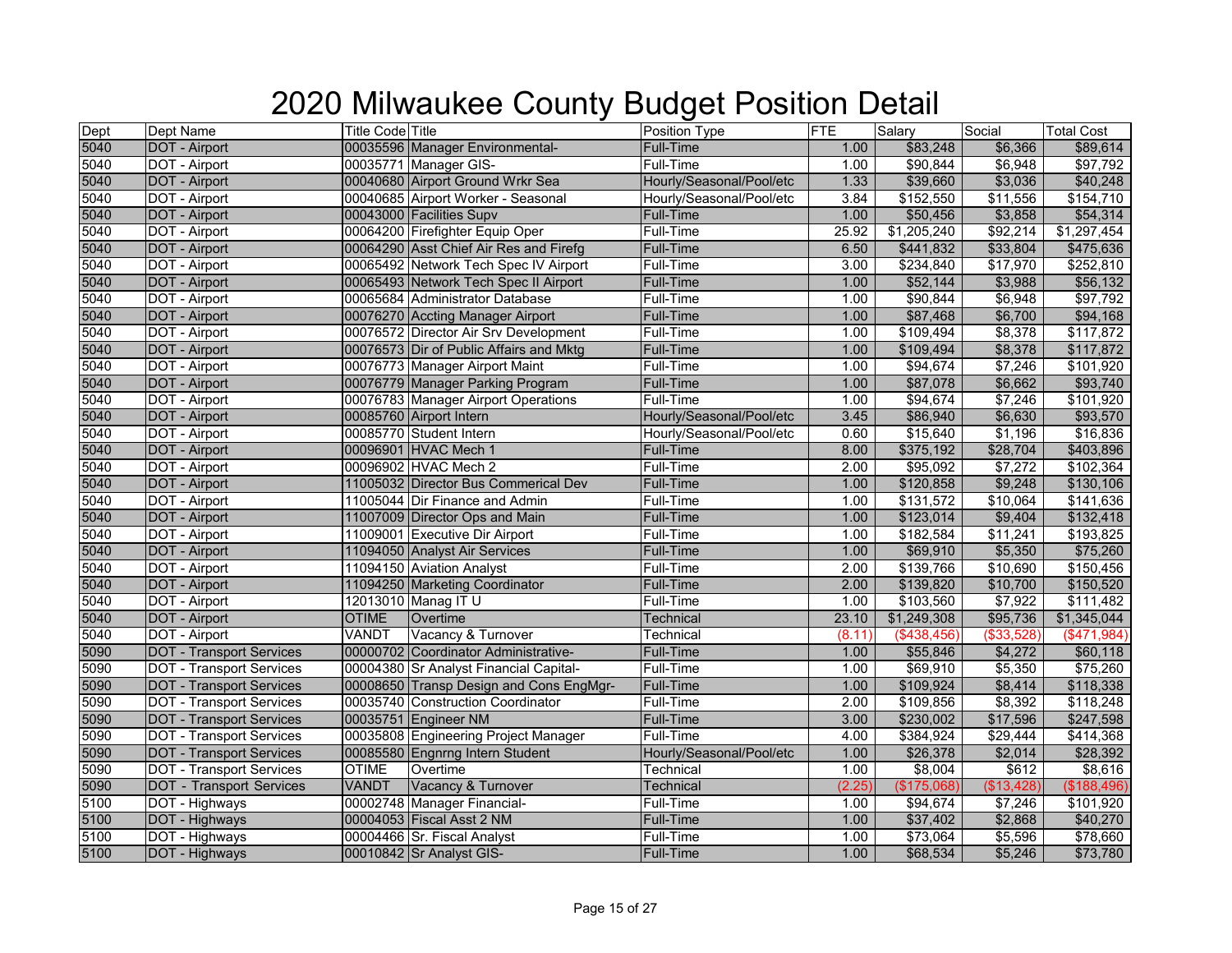# 2020 Milwaukee County Budget Position Detail

| Dept | Dept Name | Title Code | Title | Position Type | FTE | Salary | Social | Total Cost |
|---|---|---|---|---|---|---|---|---|
| 5040 | DOT - Airport | 00035596 | Manager Environmental- | Full-Time | 1.00 | $83,248 | $6,366 | $89,614 |
| 5040 | DOT - Airport | 00035771 | Manager GIS- | Full-Time | 1.00 | $90,844 | $6,948 | $97,792 |
| 5040 | DOT - Airport | 00040680 | Airport Ground Wrkr Sea | Hourly/Seasonal/Pool/etc | 1.33 | $39,660 | $3,036 | $40,248 |
| 5040 | DOT - Airport | 00040685 | Airport Worker - Seasonal | Hourly/Seasonal/Pool/etc | 3.84 | $152,550 | $11,556 | $154,710 |
| 5040 | DOT - Airport | 00043000 | Facilities Supv | Full-Time | 1.00 | $50,456 | $3,858 | $54,314 |
| 5040 | DOT - Airport | 00064200 | Firefighter Equip Oper | Full-Time | 25.92 | $1,205,240 | $92,214 | $1,297,454 |
| 5040 | DOT - Airport | 00064290 | Asst Chief Air Res and Firefg | Full-Time | 6.50 | $441,832 | $33,804 | $475,636 |
| 5040 | DOT - Airport | 00065492 | Network Tech Spec IV Airport | Full-Time | 3.00 | $234,840 | $17,970 | $252,810 |
| 5040 | DOT - Airport | 00065493 | Network Tech Spec II Airport | Full-Time | 1.00 | $52,144 | $3,988 | $56,132 |
| 5040 | DOT - Airport | 00065684 | Administrator Database | Full-Time | 1.00 | $90,844 | $6,948 | $97,792 |
| 5040 | DOT - Airport | 00076270 | Accting Manager Airport | Full-Time | 1.00 | $87,468 | $6,700 | $94,168 |
| 5040 | DOT - Airport | 00076572 | Director Air Srv Development | Full-Time | 1.00 | $109,494 | $8,378 | $117,872 |
| 5040 | DOT - Airport | 00076573 | Dir of Public Affairs and Mktg | Full-Time | 1.00 | $109,494 | $8,378 | $117,872 |
| 5040 | DOT - Airport | 00076773 | Manager Airport Maint | Full-Time | 1.00 | $94,674 | $7,246 | $101,920 |
| 5040 | DOT - Airport | 00076779 | Manager Parking Program | Full-Time | 1.00 | $87,078 | $6,662 | $93,740 |
| 5040 | DOT - Airport | 00076783 | Manager Airport Operations | Full-Time | 1.00 | $94,674 | $7,246 | $101,920 |
| 5040 | DOT - Airport | 00085760 | Airport Intern | Hourly/Seasonal/Pool/etc | 3.45 | $86,940 | $6,630 | $93,570 |
| 5040 | DOT - Airport | 00085770 | Student Intern | Hourly/Seasonal/Pool/etc | 0.60 | $15,640 | $1,196 | $16,836 |
| 5040 | DOT - Airport | 00096901 | HVAC Mech 1 | Full-Time | 8.00 | $375,192 | $28,704 | $403,896 |
| 5040 | DOT - Airport | 00096902 | HVAC Mech 2 | Full-Time | 2.00 | $95,092 | $7,272 | $102,364 |
| 5040 | DOT - Airport | 11005032 | Director Bus Commerical Dev | Full-Time | 1.00 | $120,858 | $9,248 | $130,106 |
| 5040 | DOT - Airport | 11005044 | Dir Finance and Admin | Full-Time | 1.00 | $131,572 | $10,064 | $141,636 |
| 5040 | DOT - Airport | 11007009 | Director Ops and Main | Full-Time | 1.00 | $123,014 | $9,404 | $132,418 |
| 5040 | DOT - Airport | 11009001 | Executive Dir Airport | Full-Time | 1.00 | $182,584 | $11,241 | $193,825 |
| 5040 | DOT - Airport | 11094050 | Analyst Air Services | Full-Time | 1.00 | $69,910 | $5,350 | $75,260 |
| 5040 | DOT - Airport | 11094150 | Aviation Analyst | Full-Time | 2.00 | $139,766 | $10,690 | $150,456 |
| 5040 | DOT - Airport | 11094250 | Marketing Coordinator | Full-Time | 2.00 | $139,820 | $10,700 | $150,520 |
| 5040 | DOT - Airport | 12013010 | Manag IT U | Full-Time | 1.00 | $103,560 | $7,922 | $111,482 |
| 5040 | DOT - Airport | OTIME | Overtime | Technical | 23.10 | $1,249,308 | $95,736 | $1,345,044 |
| 5040 | DOT - Airport | VANDT | Vacancy & Turnover | Technical | (8.11) | ($438,456) | ($33,528) | ($471,984) |
| 5090 | DOT - Transport Services | 00000702 | Coordinator Administrative- | Full-Time | 1.00 | $55,846 | $4,272 | $60,118 |
| 5090 | DOT - Transport Services | 00004380 | Sr Analyst Financial Capital- | Full-Time | 1.00 | $69,910 | $5,350 | $75,260 |
| 5090 | DOT - Transport Services | 00008650 | Transp Design and Cons EngMgr- | Full-Time | 1.00 | $109,924 | $8,414 | $118,338 |
| 5090 | DOT - Transport Services | 00035740 | Construction Coordinator | Full-Time | 2.00 | $109,856 | $8,392 | $118,248 |
| 5090 | DOT - Transport Services | 00035751 | Engineer NM | Full-Time | 3.00 | $230,002 | $17,596 | $247,598 |
| 5090 | DOT - Transport Services | 00035808 | Engineering Project Manager | Full-Time | 4.00 | $384,924 | $29,444 | $414,368 |
| 5090 | DOT - Transport Services | 00085580 | Engnrng Intern Student | Hourly/Seasonal/Pool/etc | 1.00 | $26,378 | $2,014 | $28,392 |
| 5090 | DOT - Transport Services | OTIME | Overtime | Technical | 1.00 | $8,004 | $612 | $8,616 |
| 5090 | DOT - Transport Services | VANDT | Vacancy & Turnover | Technical | (2.25) | ($175,068) | ($13,428) | ($188,496) |
| 5100 | DOT - Highways | 00002748 | Manager Financial- | Full-Time | 1.00 | $94,674 | $7,246 | $101,920 |
| 5100 | DOT - Highways | 00004053 | Fiscal Asst 2 NM | Full-Time | 1.00 | $37,402 | $2,868 | $40,270 |
| 5100 | DOT - Highways | 00004466 | Sr. Fiscal Analyst | Full-Time | 1.00 | $73,064 | $5,596 | $78,660 |
| 5100 | DOT - Highways | 00010842 | Sr Analyst GIS- | Full-Time | 1.00 | $68,534 | $5,246 | $73,780 |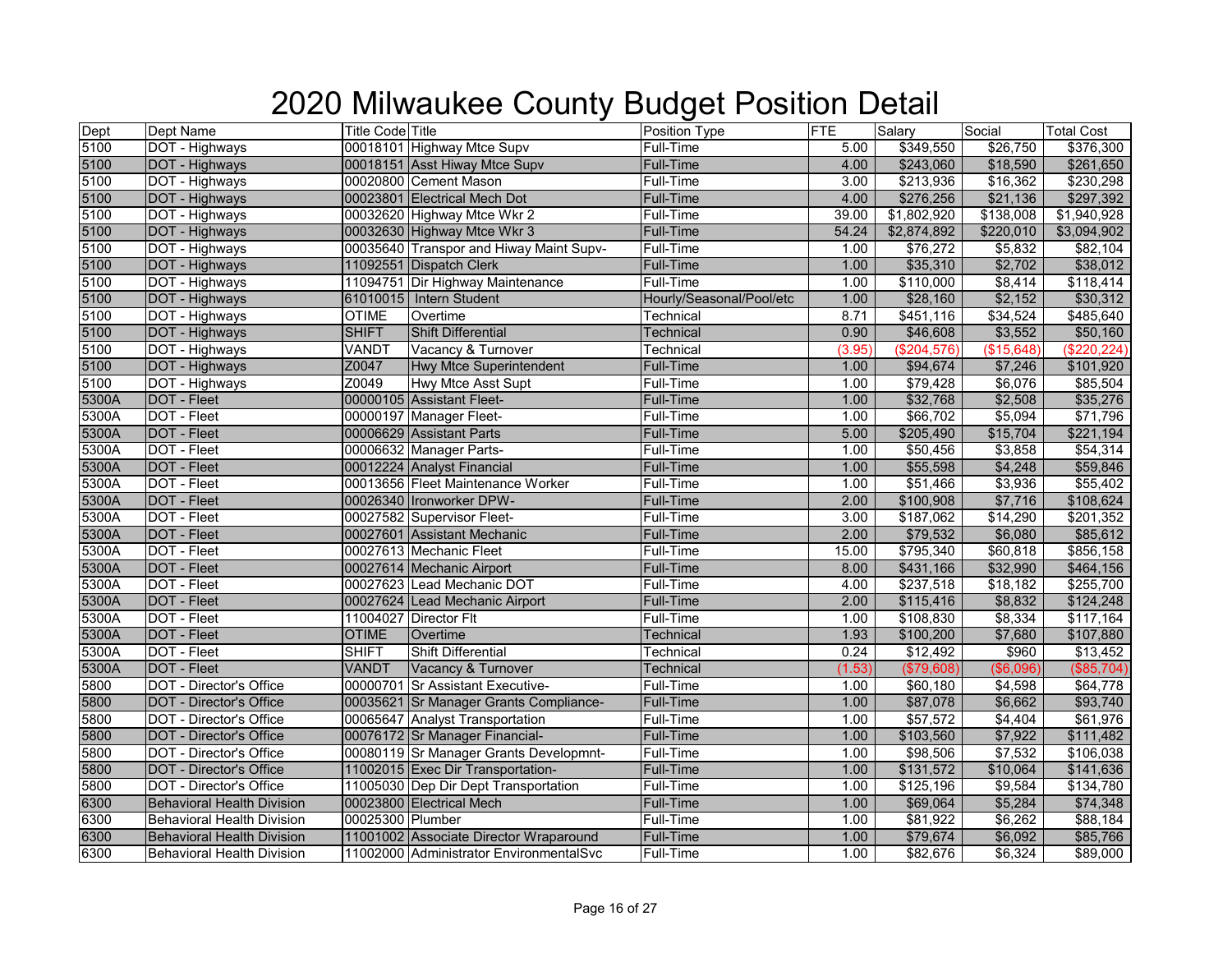# 2020 Milwaukee County Budget Position Detail

| Dept | Dept Name | Title Code | Title | Position Type | FTE | Salary | Social | Total Cost |
|---|---|---|---|---|---|---|---|---|
| 5100 | DOT - Highways | 00018101 | Highway Mtce Supv | Full-Time | 5.00 | $349,550 | $26,750 | $376,300 |
| 5100 | DOT - Highways | 00018151 | Asst Hiway Mtce Supv | Full-Time | 4.00 | $243,060 | $18,590 | $261,650 |
| 5100 | DOT - Highways | 00020800 | Cement Mason | Full-Time | 3.00 | $213,936 | $16,362 | $230,298 |
| 5100 | DOT - Highways | 00023801 | Electrical Mech Dot | Full-Time | 4.00 | $276,256 | $21,136 | $297,392 |
| 5100 | DOT - Highways | 00032620 | Highway Mtce Wkr 2 | Full-Time | 39.00 | $1,802,920 | $138,008 | $1,940,928 |
| 5100 | DOT - Highways | 00032630 | Highway Mtce Wkr 3 | Full-Time | 54.24 | $2,874,892 | $220,010 | $3,094,902 |
| 5100 | DOT - Highways | 00035640 | Transpor and Hiway Maint Supv- | Full-Time | 1.00 | $76,272 | $5,832 | $82,104 |
| 5100 | DOT - Highways | 11092551 | Dispatch Clerk | Full-Time | 1.00 | $35,310 | $2,702 | $38,012 |
| 5100 | DOT - Highways | 11094751 | Dir Highway Maintenance | Full-Time | 1.00 | $110,000 | $8,414 | $118,414 |
| 5100 | DOT - Highways | 61010015 | Intern Student | Hourly/Seasonal/Pool/etc | 1.00 | $28,160 | $2,152 | $30,312 |
| 5100 | DOT - Highways | OTIME | Overtime | Technical | 8.71 | $451,116 | $34,524 | $485,640 |
| 5100 | DOT - Highways | SHIFT | Shift Differential | Technical | 0.90 | $46,608 | $3,552 | $50,160 |
| 5100 | DOT - Highways | VANDT | Vacancy & Turnover | Technical | (3.95) | ($204,576) | ($15,648) | ($220,224) |
| 5100 | DOT - Highways | Z0047 | Hwy Mtce Superintendent | Full-Time | 1.00 | $94,674 | $7,246 | $101,920 |
| 5100 | DOT - Highways | Z0049 | Hwy Mtce Asst Supt | Full-Time | 1.00 | $79,428 | $6,076 | $85,504 |
| 5300A | DOT - Fleet | 00000105 | Assistant Fleet- | Full-Time | 1.00 | $32,768 | $2,508 | $35,276 |
| 5300A | DOT - Fleet | 00000197 | Manager Fleet- | Full-Time | 1.00 | $66,702 | $5,094 | $71,796 |
| 5300A | DOT - Fleet | 00006629 | Assistant Parts | Full-Time | 5.00 | $205,490 | $15,704 | $221,194 |
| 5300A | DOT - Fleet | 00006632 | Manager Parts- | Full-Time | 1.00 | $50,456 | $3,858 | $54,314 |
| 5300A | DOT - Fleet | 00012224 | Analyst Financial | Full-Time | 1.00 | $55,598 | $4,248 | $59,846 |
| 5300A | DOT - Fleet | 00013656 | Fleet Maintenance Worker | Full-Time | 1.00 | $51,466 | $3,936 | $55,402 |
| 5300A | DOT - Fleet | 00026340 | Ironworker DPW- | Full-Time | 2.00 | $100,908 | $7,716 | $108,624 |
| 5300A | DOT - Fleet | 00027582 | Supervisor Fleet- | Full-Time | 3.00 | $187,062 | $14,290 | $201,352 |
| 5300A | DOT - Fleet | 00027601 | Assistant Mechanic | Full-Time | 2.00 | $79,532 | $6,080 | $85,612 |
| 5300A | DOT - Fleet | 00027613 | Mechanic Fleet | Full-Time | 15.00 | $795,340 | $60,818 | $856,158 |
| 5300A | DOT - Fleet | 00027614 | Mechanic Airport | Full-Time | 8.00 | $431,166 | $32,990 | $464,156 |
| 5300A | DOT - Fleet | 00027623 | Lead Mechanic DOT | Full-Time | 4.00 | $237,518 | $18,182 | $255,700 |
| 5300A | DOT - Fleet | 00027624 | Lead Mechanic Airport | Full-Time | 2.00 | $115,416 | $8,832 | $124,248 |
| 5300A | DOT - Fleet | 11004027 | Director Flt | Full-Time | 1.00 | $108,830 | $8,334 | $117,164 |
| 5300A | DOT - Fleet | OTIME | Overtime | Technical | 1.93 | $100,200 | $7,680 | $107,880 |
| 5300A | DOT - Fleet | SHIFT | Shift Differential | Technical | 0.24 | $12,492 | $960 | $13,452 |
| 5300A | DOT - Fleet | VANDT | Vacancy & Turnover | Technical | (1.53) | ($79,608) | ($6,096) | ($85,704) |
| 5800 | DOT - Director's Office | 00000701 | Sr Assistant Executive- | Full-Time | 1.00 | $60,180 | $4,598 | $64,778 |
| 5800 | DOT - Director's Office | 00035621 | Sr Manager Grants Compliance- | Full-Time | 1.00 | $87,078 | $6,662 | $93,740 |
| 5800 | DOT - Director's Office | 00065647 | Analyst Transportation | Full-Time | 1.00 | $57,572 | $4,404 | $61,976 |
| 5800 | DOT - Director's Office | 00076172 | Sr Manager Financial- | Full-Time | 1.00 | $103,560 | $7,922 | $111,482 |
| 5800 | DOT - Director's Office | 00080119 | Sr Manager Grants Developmnt- | Full-Time | 1.00 | $98,506 | $7,532 | $106,038 |
| 5800 | DOT - Director's Office | 11002015 | Exec Dir Transportation- | Full-Time | 1.00 | $131,572 | $10,064 | $141,636 |
| 5800 | DOT - Director's Office | 11005030 | Dep Dir Dept Transportation | Full-Time | 1.00 | $125,196 | $9,584 | $134,780 |
| 6300 | Behavioral Health Division | 00023800 | Electrical Mech | Full-Time | 1.00 | $69,064 | $5,284 | $74,348 |
| 6300 | Behavioral Health Division | 00025300 | Plumber | Full-Time | 1.00 | $81,922 | $6,262 | $88,184 |
| 6300 | Behavioral Health Division | 11001002 | Associate Director Wraparound | Full-Time | 1.00 | $79,674 | $6,092 | $85,766 |
| 6300 | Behavioral Health Division | 11002000 | Administrator EnvironmentalSvc | Full-Time | 1.00 | $82,676 | $6,324 | $89,000 |